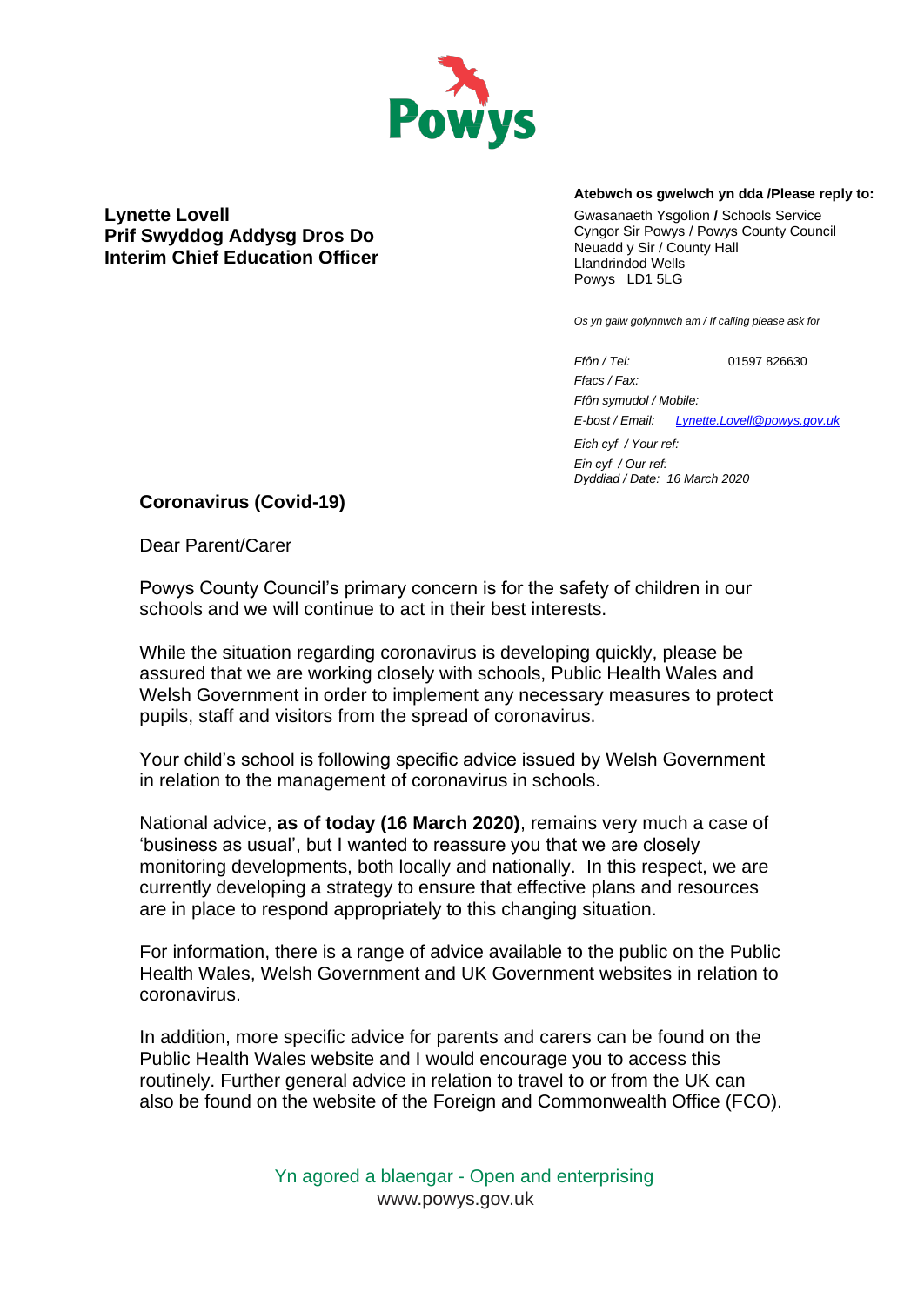**Lynette Lovell**
**Prif Swyddog Addysg Dros Do**
**Interim Chief Education Officer**

**Atebwch os gwelwch yn dda /Please reply to:**

Gwasanaeth Ysgolion **/** Schools Service
Cyngor Sir Powys / Powys County Council
Neuadd y Sir / County Hall
Llandrindod Wells
Powys LD1 5LG

*Os yn galw gofynnwch am / If calling please ask for*

*Ffôn / Tel:* 01597 826630
*Ffacs / Fax:*
*Ffôn symudol / Mobile:*
*E-bost / Email:* *Lynette.Lovell@powys.gov.uk*
*Eich cyf / Your ref:*
*Ein cyf / Our ref:*
*Dyddiad / Date: 16 March 2020*

## Coronavirus (Covid-19)

Dear Parent/Carer

Powys County Council's primary concern is for the safety of children in our schools and we will continue to act in their best interests.

While the situation regarding coronavirus is developing quickly, please be assured that we are working closely with schools, Public Health Wales and Welsh Government in order to implement any necessary measures to protect pupils, staff and visitors from the spread of coronavirus.

Your child's school is following specific advice issued by Welsh Government in relation to the management of coronavirus in schools.

National advice, **as of today (16 March 2020)**, remains very much a case of 'business as usual', but I wanted to reassure you that we are closely monitoring developments, both locally and nationally. In this respect, we are currently developing a strategy to ensure that effective plans and resources are in place to respond appropriately to this changing situation.

For information, there is a range of advice available to the public on the Public Health Wales, Welsh Government and UK Government websites in relation to coronavirus.

In addition, more specific advice for parents and carers can be found on the Public Health Wales website and I would encourage you to access this routinely. Further general advice in relation to travel to or from the UK can also be found on the website of the Foreign and Commonwealth Office (FCO).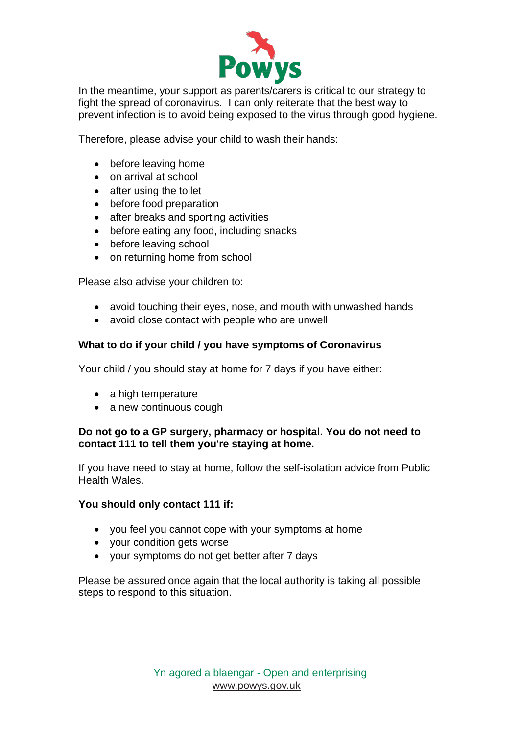In the meantime, your support as parents/carers is critical to our strategy to fight the spread of coronavirus. I can only reiterate that the best way to prevent infection is to avoid being exposed to the virus through good hygiene.

Therefore, please advise your child to wash their hands:

- before leaving home
- on arrival at school
- after using the toilet
- before food preparation
- after breaks and sporting activities
- before eating any food, including snacks
- before leaving school
- on returning home from school

Please also advise your children to:

- avoid touching their eyes, nose, and mouth with unwashed hands
- avoid close contact with people who are unwell

**What to do if your child / you have symptoms of Coronavirus**

Your child / you should stay at home for 7 days if you have either:

- a high temperature
- a new continuous cough

**Do not go to a GP surgery, pharmacy or hospital. You do not need to contact 111 to tell them you're staying at home.**

If you have need to stay at home, follow the self-isolation advice from Public Health Wales.

**You should only contact 111 if:**

- you feel you cannot cope with your symptoms at home
- your condition gets worse
- your symptoms do not get better after 7 days

Please be assured once again that the local authority is taking all possible steps to respond to this situation.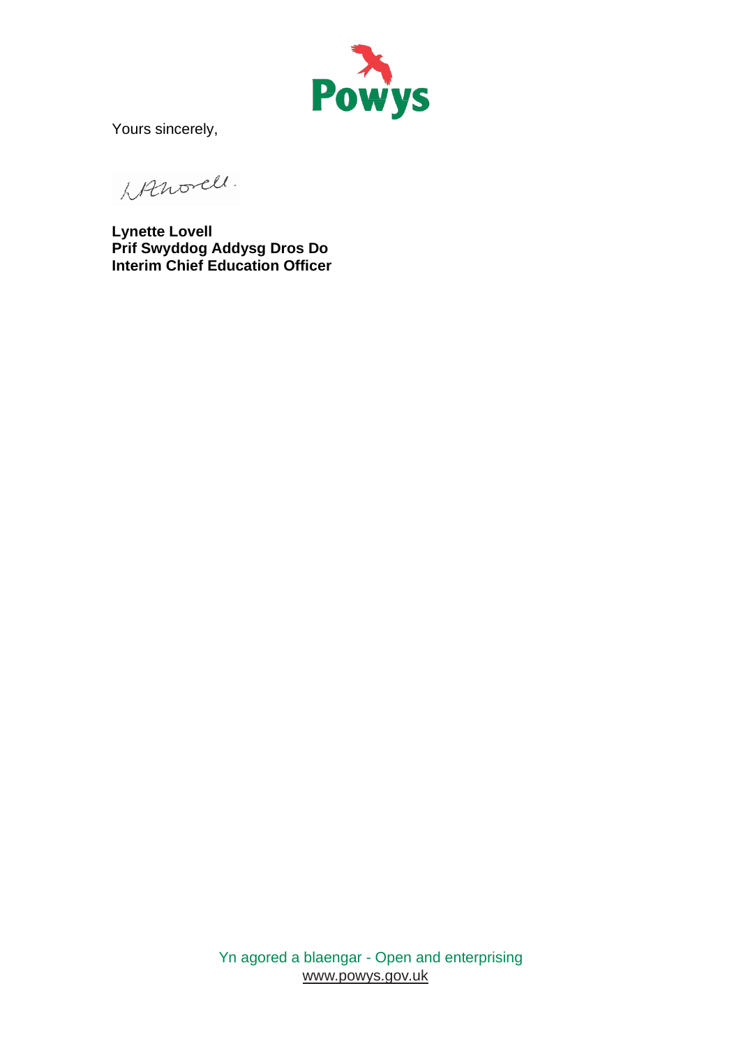Yours sincerely,

**Lynette Lovell**
**Prif Swyddog Addysg Dros Do**
**Interim Chief Education Officer**

Yn agored a blaengar - Open and enterprising
www.powys.gov.uk